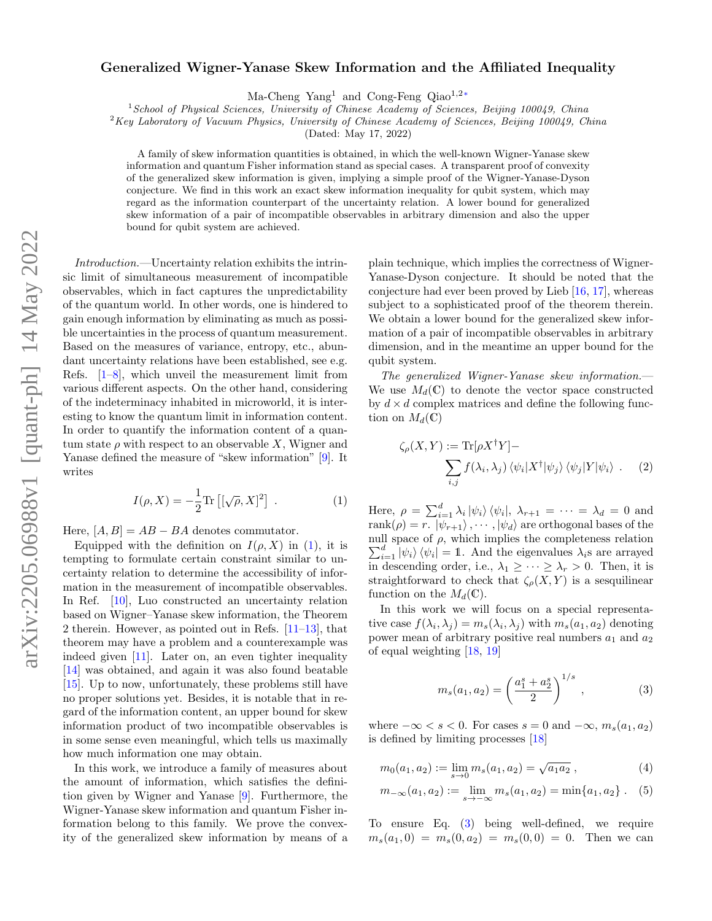# Generalized Wigner-Yanase Skew Information and the Affiliated Inequality

Ma-Cheng Yang[1] and Cong-Feng Qiao[1,2*]

[1] *School of Physical Sciences, University of Chinese Academy of Sciences, Beijing 100049, China*
[2] *Key Laboratory of Vacuum Physics, University of Chinese Academy of Sciences, Beijing 100049, China*

(Dated: May 17, 2022)

A family of skew information quantities is obtained, in which the well-known Wigner-Yanase skew information and quantum Fisher information stand as special cases. A transparent proof of convexity of the generalized skew information is given, implying a simple proof of the Wigner-Yanase-Dyson conjecture. We find in this work an exact skew information inequality for qubit system, which may regard as the information counterpart of the uncertainty relation. A lower bound for generalized skew information of a pair of incompatible observables in arbitrary dimension and also the upper bound for qubit system are achieved.

*Introduction.*—Uncertainty relation exhibits the intrinsic limit of simultaneous measurement of incompatible observables, which in fact captures the unpredictability of the quantum world. In other words, one is hindered to gain enough information by eliminating as much as possible uncertainties in the process of quantum measurement. Based on the measures of variance, entropy, etc., abundant uncertainty relations have been established, see e.g. Refs. [1–8], which unveil the measurement limit from various different aspects. On the other hand, considering of the indeterminacy inhabited in microworld, it is interesting to know the quantum limit in information content. In order to quantify the information content of a quantum state $\rho$ with respect to an observable $X$, Wigner and Yanase defined the measure of "skew information" [9]. It writes

$$I(\rho, X) = -\frac{1}{2}\mathrm{Tr}\left[[\sqrt{\rho}, X]^2\right] \ . \tag{1}$$

Here, $[A, B] = AB - BA$ denotes commutator.

Equipped with the definition on $I(\rho, X)$ in (1), it is tempting to formulate certain constraint similar to uncertainty relation to determine the accessibility of information in the measurement of incompatible observables. In Ref. [10], Luo constructed an uncertainty relation based on Wigner–Yanase skew information, the Theorem 2 therein. However, as pointed out in Refs. [11–13], that theorem may have a problem and a counterexample was indeed given [11]. Later on, an even tighter inequality [14] was obtained, and again it was also found beatable [15]. Up to now, unfortunately, these problems still have no proper solutions yet. Besides, it is notable that in regard of the information content, an upper bound for skew information product of two incompatible observables is in some sense even meaningful, which tells us maximally how much information one may obtain.

In this work, we introduce a family of measures about the amount of information, which satisfies the definition given by Wigner and Yanase [9]. Furthermore, the Wigner-Yanase skew information and quantum Fisher information belong to this family. We prove the convexity of the generalized skew information by means of a plain technique, which implies the correctness of Wigner-Yanase-Dyson conjecture. It should be noted that the conjecture had ever been proved by Lieb [16, 17], whereas subject to a sophisticated proof of the theorem therein. We obtain a lower bound for the generalized skew information of a pair of incompatible observables in arbitrary dimension, and in the meantime an upper bound for the qubit system.

*The generalized Wigner-Yanase skew information.*—We use $M_d(\mathbb{C})$ to denote the vector space constructed by $d \times d$ complex matrices and define the following function on $M_d(\mathbb{C})$

$$\zeta_\rho(X, Y) := \mathrm{Tr}[\rho X^\dagger Y] - \sum_{i,j} f(\lambda_i, \lambda_j) \langle\psi_i|X^\dagger|\psi_j\rangle \langle\psi_j|Y|\psi_i\rangle \ . \tag{2}$$

Here, $\rho = \sum_{i=1}^d \lambda_i |\psi_i\rangle\langle\psi_i|$, $\lambda_{r+1} = \cdots = \lambda_d = 0$ and $\mathrm{rank}(\rho) = r$. $|\psi_{r+1}\rangle, \cdots, |\psi_d\rangle$ are orthogonal bases of the null space of $\rho$, which implies the completeness relation $\sum_{i=1}^d |\psi_i\rangle\langle\psi_i| = \mathbb{1}$. And the eigenvalues $\lambda_i$s are arrayed in descending order, i.e., $\lambda_1 \geq \cdots \geq \lambda_r > 0$. Then, it is straightforward to check that $\zeta_\rho(X, Y)$ is a sesquilinear function on the $M_d(\mathbb{C})$.

In this work we will focus on a special representative case $f(\lambda_i, \lambda_j) = m_s(\lambda_i, \lambda_j)$ with $m_s(a_1, a_2)$ denoting power mean of arbitrary positive real numbers $a_1$ and $a_2$ of equal weighting [18, 19]

$$m_s(a_1, a_2) = \left(\frac{a_1^s + a_2^s}{2}\right)^{1/s} \ , \tag{3}$$

where $-\infty < s < 0$. For cases $s = 0$ and $-\infty$, $m_s(a_1, a_2)$ is defined by limiting processes [18]

$$m_0(a_1, a_2) := \lim_{s\to 0} m_s(a_1, a_2) = \sqrt{a_1 a_2} \ , \tag{4}$$

$$m_{-\infty}(a_1, a_2) := \lim_{s\to-\infty} m_s(a_1, a_2) = \min\{a_1, a_2\} \ . \tag{5}$$

To ensure Eq. (3) being well-defined, we require $m_s(a_1, 0) = m_s(0, a_2) = m_s(0, 0) = 0$. Then we can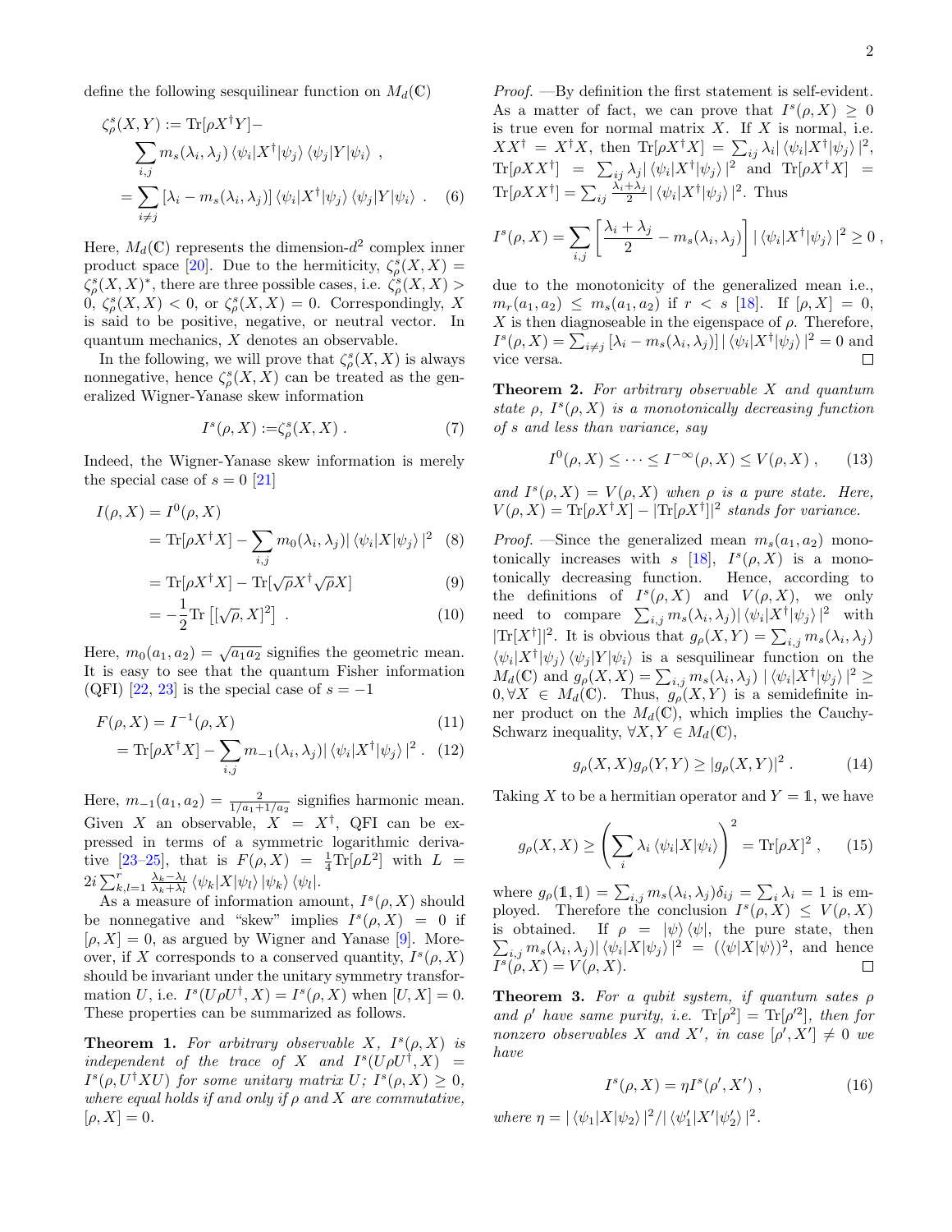define the following sesquilinear function on $M_d(\mathbb{C})$

$$
\begin{aligned}
\zeta^s_\rho(X,Y) &:= \mathrm{Tr}[\rho X^\dagger Y] - \\
&\quad \sum_{i,j} m_s(\lambda_i,\lambda_j) \langle\psi_i|X^\dagger|\psi_j\rangle \langle\psi_j|Y|\psi_i\rangle \ , \\
&= \sum_{i\neq j} \left[\lambda_i - m_s(\lambda_i,\lambda_j)\right] \langle\psi_i|X^\dagger|\psi_j\rangle \langle\psi_j|Y|\psi_i\rangle \ . \quad (6)
\end{aligned}
$$

Here, $M_d(\mathbb{C})$ represents the dimension-$d^2$ complex inner product space [20]. Due to the hermiticity, $\zeta^s_\rho(X,X) = \zeta^s_\rho(X,X)^*$, there are three possible cases, i.e. $\zeta^s_\rho(X,X) > 0$, $\zeta^s_\rho(X,X) < 0$, or $\zeta^s_\rho(X,X) = 0$. Correspondingly, $X$ is said to be positive, negative, or neutral vector. In quantum mechanics, $X$ denotes an observable.

In the following, we will prove that $\zeta^s_\rho(X,X)$ is always nonnegative, hence $\zeta^s_\rho(X,X)$ can be treated as the generalized Wigner-Yanase skew information

$$
I^s(\rho,X) := \zeta^s_\rho(X,X) \ . \quad (7)
$$

Indeed, the Wigner-Yanase skew information is merely the special case of $s=0$ [21]

$$
\begin{aligned}
I(\rho,X) &= I^0(\rho,X) \\
&= \mathrm{Tr}[\rho X^\dagger X] - \sum_{i,j} m_0(\lambda_i,\lambda_j) |\langle\psi_i|X|\psi_j\rangle|^2 \quad (8) \\
&= \mathrm{Tr}[\rho X^\dagger X] - \mathrm{Tr}[\sqrt{\rho}X^\dagger\sqrt{\rho}X] \quad (9) \\
&= -\frac{1}{2}\mathrm{Tr}\left[[\sqrt{\rho},X]^2\right] \ . \quad (10)
\end{aligned}
$$

Here, $m_0(a_1,a_2) = \sqrt{a_1 a_2}$ signifies the geometric mean. It is easy to see that the quantum Fisher information (QFI) [22, 23] is the special case of $s=-1$

$$
\begin{aligned}
F(\rho,X) &= I^{-1}(\rho,X) \quad (11) \\
&= \mathrm{Tr}[\rho X^\dagger X] - \sum_{i,j} m_{-1}(\lambda_i,\lambda_j) |\langle\psi_i|X^\dagger|\psi_j\rangle|^2 \ . \quad (12)
\end{aligned}
$$

Here, $m_{-1}(a_1,a_2) = \frac{2}{1/a_1 + 1/a_2}$ signifies harmonic mean. Given $X$ an observable, $X = X^\dagger$, QFI can be expressed in terms of a symmetric logarithmic derivative [23–25], that is $F(\rho,X) = \frac{1}{4}\mathrm{Tr}[\rho L^2]$ with $L = 2i\sum_{k,l=1}^{r} \frac{\lambda_k - \lambda_l}{\lambda_k + \lambda_l} \langle\psi_k|X|\psi_l\rangle |\psi_k\rangle\langle\psi_l|$.

As a measure of information amount, $I^s(\rho,X)$ should be nonnegative and "skew" implies $I^s(\rho,X) = 0$ if $[\rho,X]=0$, as argued by Wigner and Yanase [9]. Moreover, if $X$ corresponds to a conserved quantity, $I^s(\rho,X)$ should be invariant under the unitary symmetry transformation $U$, i.e. $I^s(U\rho U^\dagger, X) = I^s(\rho,X)$ when $[U,X]=0$. These properties can be summarized as follows.

**Theorem 1.** *For arbitrary observable $X$, $I^s(\rho,X)$ is independent of the trace of $X$ and $I^s(U\rho U^\dagger, X) = I^s(\rho, U^\dagger X U)$ for some unitary matrix $U$; $I^s(\rho,X) \geq 0$, where equal holds if and only if $\rho$ and $X$ are commutative, $[\rho,X]=0$.*

*Proof.* —By definition the first statement is self-evident. As a matter of fact, we can prove that $I^s(\rho,X) \geq 0$ is true even for normal matrix $X$. If $X$ is normal, i.e. $XX^\dagger = X^\dagger X$, then $\mathrm{Tr}[\rho X^\dagger X] = \sum_{ij}\lambda_i |\langle\psi_i|X^\dagger|\psi_j\rangle|^2$, $\mathrm{Tr}[\rho XX^\dagger] = \sum_{ij}\lambda_j |\langle\psi_i|X^\dagger|\psi_j\rangle|^2$ and $\mathrm{Tr}[\rho X^\dagger X] = \mathrm{Tr}[\rho XX^\dagger] = \sum_{ij}\frac{\lambda_i+\lambda_j}{2}|\langle\psi_i|X^\dagger|\psi_j\rangle|^2$. Thus

$$
I^s(\rho,X) = \sum_{i,j}\left[\frac{\lambda_i+\lambda_j}{2} - m_s(\lambda_i,\lambda_j)\right] |\langle\psi_i|X^\dagger|\psi_j\rangle|^2 \geq 0 \ ,
$$

due to the monotonicity of the generalized mean i.e., $m_r(a_1,a_2) \leq m_s(a_1,a_2)$ if $r < s$ [18]. If $[\rho,X]=0$, $X$ is then diagnoseable in the eigenspace of $\rho$. Therefore, $I^s(\rho,X) = \sum_{i\neq j}\left[\lambda_i - m_s(\lambda_i,\lambda_j)\right] |\langle\psi_i|X^\dagger|\psi_j\rangle|^2 = 0$ and vice versa. $\square$

**Theorem 2.** *For arbitrary observable $X$ and quantum state $\rho$, $I^s(\rho,X)$ is a monotonically decreasing function of $s$ and less than variance, say*

$$
I^0(\rho,X) \leq \cdots \leq I^{-\infty}(\rho,X) \leq V(\rho,X) \ , \quad (13)
$$

*and $I^s(\rho,X) = V(\rho,X)$ when $\rho$ is a pure state. Here, $V(\rho,X) = \mathrm{Tr}[\rho X^\dagger X] - |\mathrm{Tr}[\rho X^\dagger]|^2$ stands for variance.*

*Proof.* —Since the generalized mean $m_s(a_1,a_2)$ monotonically increases with $s$ [18], $I^s(\rho,X)$ is a monotonically decreasing function. Hence, according to the definitions of $I^s(\rho,X)$ and $V(\rho,X)$, we only need to compare $\sum_{i,j} m_s(\lambda_i,\lambda_j)|\langle\psi_i|X^\dagger|\psi_j\rangle|^2$ with $|\mathrm{Tr}[X^\dagger]|^2$. It is obvious that $g_\rho(X,Y) = \sum_{i,j} m_s(\lambda_i,\lambda_j) \langle\psi_i|X^\dagger|\psi_j\rangle \langle\psi_j|Y|\psi_i\rangle$ is a sesquilinear function on the $M_d(\mathbb{C})$ and $g_\rho(X,X) = \sum_{i,j} m_s(\lambda_i,\lambda_j) \ |\langle\psi_i|X^\dagger|\psi_j\rangle|^2 \geq 0, \forall X \in M_d(\mathbb{C})$. Thus, $g_\rho(X,Y)$ is a semidefinite inner product on the $M_d(\mathbb{C})$, which implies the Cauchy-Schwarz inequality, $\forall X,Y \in M_d(\mathbb{C})$,

$$
g_\rho(X,X) g_\rho(Y,Y) \geq |g_\rho(X,Y)|^2 \ . \quad (14)
$$

Taking $X$ to be a hermitian operator and $Y = \mathbb{1}$, we have

$$
g_\rho(X,X) \geq \left(\sum_i \lambda_i \langle\psi_i|X|\psi_i\rangle\right)^2 = \mathrm{Tr}[\rho X]^2 \ , \quad (15)
$$

where $g_\rho(\mathbb{1},\mathbb{1}) = \sum_{i,j} m_s(\lambda_i,\lambda_j)\delta_{ij} = \sum_i \lambda_i = 1$ is employed. Therefore the conclusion $I^s(\rho,X) \leq V(\rho,X)$ is obtained. If $\rho = |\psi\rangle\langle\psi|$, the pure state, then $\sum_{i,j} m_s(\lambda_i,\lambda_j)|\langle\psi_i|X|\psi_j\rangle|^2 = (\langle\psi|X|\psi\rangle)^2$, and hence $I^s(\rho,X) = V(\rho,X)$. $\square$

**Theorem 3.** *For a qubit system, if quantum sates $\rho$ and $\rho'$ have same purity, i.e. $\mathrm{Tr}[\rho^2] = \mathrm{Tr}[\rho'^2]$, then for nonzero observables $X$ and $X'$, in case $[\rho',X'] \neq 0$ we have*

$$
I^s(\rho,X) = \eta I^s(\rho',X') \ , \quad (16)
$$

*where $\eta = |\langle\psi_1|X|\psi_2\rangle|^2 / |\langle\psi_1'|X'|\psi_2'\rangle|^2$.*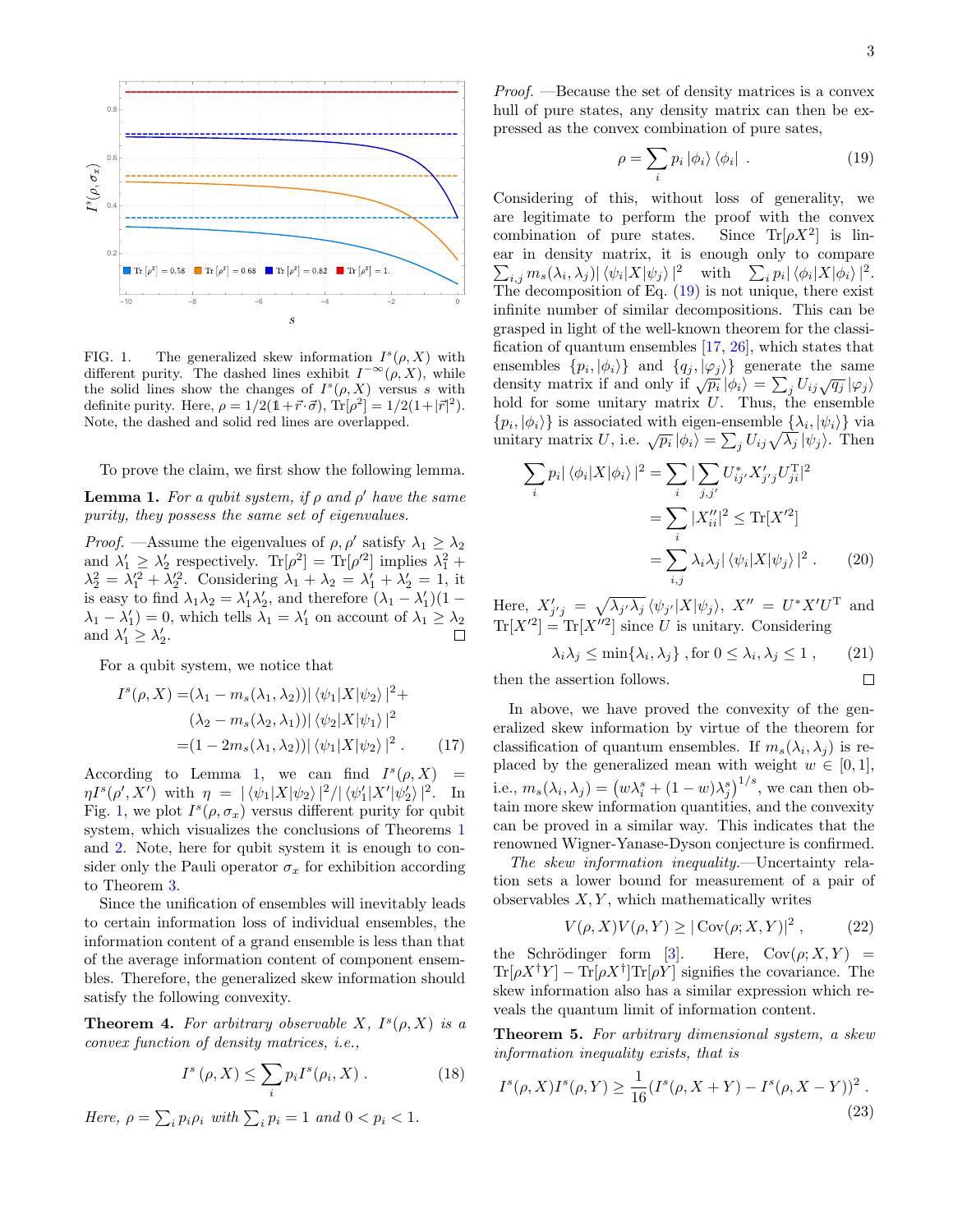FIG. 1. The generalized skew information $I^s(\rho, X)$ with different purity. The dashed lines exhibit $I^{-\infty}(\rho, X)$, while the solid lines show the changes of $I^s(\rho, X)$ versus $s$ with definite purity. Here, $\rho = 1/2(\mathbb{1}+\vec{r}\cdot\vec{\sigma})$, $\mathrm{Tr}[\rho^2] = 1/2(1+|\vec{r}|^2)$. Note, the dashed and solid red lines are overlapped.

To prove the claim, we first show the following lemma.

**Lemma 1.** *For a qubit system, if $\rho$ and $\rho'$ have the same purity, they possess the same set of eigenvalues.*

*Proof.* —Assume the eigenvalues of $\rho, \rho'$ satisfy $\lambda_1 \geq \lambda_2$ and $\lambda_1' \geq \lambda_2'$ respectively. $\mathrm{Tr}[\rho^2] = \mathrm{Tr}[\rho'^2]$ implies $\lambda_1^2 + \lambda_2^2 = \lambda_1'^2 + \lambda_2'^2$. Considering $\lambda_1 + \lambda_2 = \lambda_1' + \lambda_2' = 1$, it is easy to find $\lambda_1\lambda_2 = \lambda_1'\lambda_2'$, and therefore $(\lambda_1 - \lambda_1')(1 - \lambda_1 - \lambda_1') = 0$, which tells $\lambda_1 = \lambda_1'$ on account of $\lambda_1 \geq \lambda_2$ and $\lambda_1' \geq \lambda_2'$. □

For a qubit system, we notice that

$$
\begin{aligned}
I^s(\rho, X) =&(\lambda_1 - m_s(\lambda_1, \lambda_2))|\langle\psi_1|X|\psi_2\rangle|^2 + \\
&(\lambda_2 - m_s(\lambda_2, \lambda_1))|\langle\psi_2|X|\psi_1\rangle|^2 \\
=&(1 - 2m_s(\lambda_1, \lambda_2))|\langle\psi_1|X|\psi_2\rangle|^2 . \qquad (17)
\end{aligned}
$$

According to Lemma 1, we can find $I^s(\rho, X) = \eta I^s(\rho', X')$ with $\eta = |\langle\psi_1|X|\psi_2\rangle|^2/|\langle\psi_1'|X'|\psi_2'\rangle|^2$. In Fig. 1, we plot $I^s(\rho, \sigma_x)$ versus different purity for qubit system, which visualizes the conclusions of Theorems 1 and 2. Note, here for qubit system it is enough to consider only the Pauli operator $\sigma_x$ for exhibition according to Theorem 3.

Since the unification of ensembles will inevitably leads to certain information loss of individual ensembles, the information content of a grand ensemble is less than that of the average information content of component ensembles. Therefore, the generalized skew information should satisfy the following convexity.

**Theorem 4.** *For arbitrary observable $X$, $I^s(\rho, X)$ is a convex function of density matrices, i.e.,*

$$
I^s(\rho, X) \leq \sum_i p_i I^s(\rho_i, X) . \qquad (18)
$$

*Here, $\rho = \sum_i p_i \rho_i$ with $\sum_i p_i = 1$ and $0 < p_i < 1$.*

*Proof.* —Because the set of density matrices is a convex hull of pure states, any density matrix can then be expressed as the convex combination of pure sates,

$$
\rho = \sum_i p_i |\phi_i\rangle\langle\phi_i| . \qquad (19)
$$

Considering of this, without loss of generality, we are legitimate to perform the proof with the convex combination of pure states. Since $\mathrm{Tr}[\rho X^2]$ is linear in density matrix, it is enough only to compare $\sum_{i,j} m_s(\lambda_i, \lambda_j)|\langle\psi_i|X|\psi_j\rangle|^2$ with $\sum_i p_i|\langle\phi_i|X|\phi_i\rangle|^2$. The decomposition of Eq. (19) is not unique, there exist infinite number of similar decompositions. This can be grasped in light of the well-known theorem for the classification of quantum ensembles [17, 26], which states that ensembles $\{p_i, |\phi_i\rangle\}$ and $\{q_j, |\varphi_j\rangle\}$ generate the same density matrix if and only if $\sqrt{p_i}|\phi_i\rangle = \sum_j U_{ij}\sqrt{q_j}|\varphi_j\rangle$ hold for some unitary matrix $U$. Thus, the ensemble $\{p_i, |\phi_i\rangle\}$ is associated with eigen-ensemble $\{\lambda_i, |\psi_i\rangle\}$ via unitary matrix $U$, i.e. $\sqrt{p_i}|\phi_i\rangle = \sum_j U_{ij}\sqrt{\lambda_j}|\psi_j\rangle$. Then

$$
\begin{aligned}
\sum_i p_i|\langle\phi_i|X|\phi_i\rangle|^2 &= \sum_i |\sum_{j,j'} U_{ij'}^* X_{j'j}' U_{ji}^{\mathrm{T}}|^2 \\
&= \sum_i |X_{ii}''|^2 \leq \mathrm{Tr}[X'^2] \\
&= \sum_{i,j} \lambda_i\lambda_j |\langle\psi_i|X|\psi_j\rangle|^2 . \qquad (20)
\end{aligned}
$$

Here, $X_{j'j}' = \sqrt{\lambda_{j'}\lambda_j}\langle\psi_{j'}|X|\psi_j\rangle$, $X'' = U^* X' U^{\mathrm{T}}$ and $\mathrm{Tr}[X'^2] = \mathrm{Tr}[X''^2]$ since $U$ is unitary. Considering

$$
\lambda_i\lambda_j \leq \min\{\lambda_i, \lambda_j\} \text{ , for } 0 \leq \lambda_i, \lambda_j \leq 1 , \qquad (21)
$$

then the assertion follows. □

In above, we have proved the convexity of the generalized skew information by virtue of the theorem for classification of quantum ensembles. If $m_s(\lambda_i, \lambda_j)$ is replaced by the generalized mean with weight $w \in [0, 1]$, i.e., $m_s(\lambda_i, \lambda_j) = \left(w\lambda_i^s + (1 - w)\lambda_j^s\right)^{1/s}$, we can then obtain more skew information quantities, and the convexity can be proved in a similar way. This indicates that the renowned Wigner-Yanase-Dyson conjecture is confirmed.

*The skew information inequality.*—Uncertainty relation sets a lower bound for measurement of a pair of observables $X, Y$, which mathematically writes

$$
V(\rho, X)V(\rho, Y) \geq |\mathrm{Cov}(\rho; X, Y)|^2 , \qquad (22)
$$

the Schrödinger form [3]. Here, $\mathrm{Cov}(\rho; X, Y) = \mathrm{Tr}[\rho X^\dagger Y] - \mathrm{Tr}[\rho X^\dagger]\mathrm{Tr}[\rho Y]$ signifies the covariance. The skew information also has a similar expression which reveals the quantum limit of information content.

**Theorem 5.** *For arbitrary dimensional system, a skew information inequality exists, that is*

$$
I^s(\rho, X)I^s(\rho, Y) \geq \frac{1}{16}(I^s(\rho, X + Y) - I^s(\rho, X - Y))^2 . \qquad (23)
$$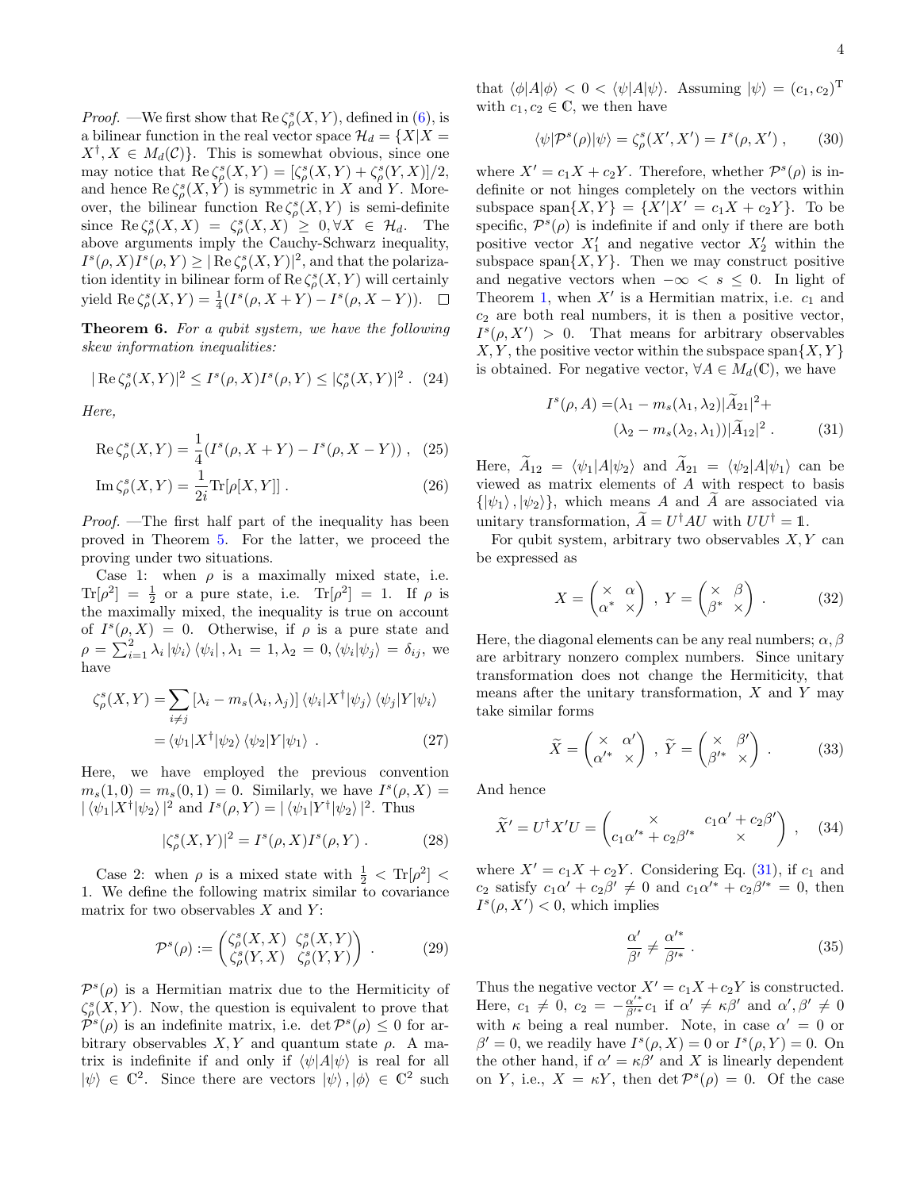*Proof.* —We first show that $\operatorname{Re}\zeta^s_\rho(X,Y)$, defined in (6), is a bilinear function in the real vector space $\mathcal{H}_d = \{X | X = X^\dagger, X \in M_d(\mathcal{C})\}$. This is somewhat obvious, since one may notice that $\operatorname{Re}\zeta^s_\rho(X,Y) = [\zeta^s_\rho(X,Y) + \zeta^s_\rho(Y,X)]/2$, and hence $\operatorname{Re}\zeta^s_\rho(X,Y)$ is symmetric in $X$ and $Y$. Moreover, the bilinear function $\operatorname{Re}\zeta^s_\rho(X,Y)$ is semi-definite since $\operatorname{Re}\zeta^s_\rho(X,X) = \zeta^s_\rho(X,X) \geq 0, \forall X \in \mathcal{H}_d$. The above arguments imply the Cauchy-Schwarz inequality, $I^s(\rho,X)I^s(\rho,Y) \geq |\operatorname{Re}\zeta^s_\rho(X,Y)|^2$, and that the polarization identity in bilinear form of $\operatorname{Re}\zeta^s_\rho(X,Y)$ will certainly yield $\operatorname{Re}\zeta^s_\rho(X,Y) = \frac{1}{4}(I^s(\rho,X+Y) - I^s(\rho,X-Y))$. □

**Theorem 6.** *For a qubit system, we have the following skew information inequalities:*

$$
|\operatorname{Re}\zeta^s_\rho(X,Y)|^2 \leq I^s(\rho,X)I^s(\rho,Y) \leq |\zeta^s_\rho(X,Y)|^2 . \quad (24)
$$

*Here,*

$$
\operatorname{Re}\zeta^s_\rho(X,Y) = \frac{1}{4}(I^s(\rho,X+Y) - I^s(\rho,X-Y)) , \quad (25)
$$

$$
\operatorname{Im}\zeta^s_\rho(X,Y) = \frac{1}{2i}\operatorname{Tr}[\rho[X,Y]] . \quad (26)
$$

*Proof.* —The first half part of the inequality has been proved in Theorem 5. For the latter, we proceed the proving under two situations.

Case 1: when $\rho$ is a maximally mixed state, i.e. $\operatorname{Tr}[\rho^2] = \frac{1}{2}$ or a pure state, i.e. $\operatorname{Tr}[\rho^2] = 1$. If $\rho$ is the maximally mixed, the inequality is true on account of $I^s(\rho,X) = 0$. Otherwise, if $\rho$ is a pure state and $\rho = \sum_{i=1}^2 \lambda_i |\psi_i\rangle\langle\psi_i|, \lambda_1 = 1, \lambda_2 = 0, \langle\psi_i|\psi_j\rangle = \delta_{ij}$, we have

$$
\begin{aligned}
\zeta^s_\rho(X,Y) =& \sum_{i \neq j} [\lambda_i - m_s(\lambda_i,\lambda_j)] \langle\psi_i|X^\dagger|\psi_j\rangle \langle\psi_j|Y|\psi_i\rangle \\
=& \langle\psi_1|X^\dagger|\psi_2\rangle \langle\psi_2|Y|\psi_1\rangle \ . \quad (27)
\end{aligned}
$$

Here, we have employed the previous convention $m_s(1,0) = m_s(0,1) = 0$. Similarly, we have $I^s(\rho,X) = |\langle\psi_1|X^\dagger|\psi_2\rangle|^2$ and $I^s(\rho,Y) = |\langle\psi_1|Y^\dagger|\psi_2\rangle|^2$. Thus

$$
|\zeta^s_\rho(X,Y)|^2 = I^s(\rho,X)I^s(\rho,Y) . \quad (28)
$$

Case 2: when $\rho$ is a mixed state with $\frac{1}{2} < \operatorname{Tr}[\rho^2] < 1$. We define the following matrix similar to covariance matrix for two observables $X$ and $Y$:

$$
\mathcal{P}^s(\rho) := \begin{pmatrix} \zeta^s_\rho(X,X) & \zeta^s_\rho(X,Y) \\ \zeta^s_\rho(Y,X) & \zeta^s_\rho(Y,Y) \end{pmatrix} . \quad (29)
$$

$\mathcal{P}^s(\rho)$ is a Hermitian matrix due to the Hermiticity of $\zeta^s_\rho(X,Y)$. Now, the question is equivalent to prove that $\mathcal{P}^s(\rho)$ is an indefinite matrix, i.e. $\det\mathcal{P}^s(\rho) \leq 0$ for arbitrary observables $X,Y$ and quantum state $\rho$. A matrix is indefinite if and only if $\langle\psi|A|\psi\rangle$ is real for all $|\psi\rangle \in \mathbb{C}^2$. Since there are vectors $|\psi\rangle, |\phi\rangle \in \mathbb{C}^2$ such that $\langle\phi|A|\phi\rangle < 0 < \langle\psi|A|\psi\rangle$. Assuming $|\psi\rangle = (c_1,c_2)^{\mathrm{T}}$ with $c_1, c_2 \in \mathbb{C}$, we then have

$$
\langle\psi|\mathcal{P}^s(\rho)|\psi\rangle = \zeta^s_\rho(X',X') = I^s(\rho,X') , \quad (30)
$$

where $X' = c_1X + c_2Y$. Therefore, whether $\mathcal{P}^s(\rho)$ is indefinite or not hinges completely on the vectors within subspace $\operatorname{span}\{X,Y\} = \{X' | X' = c_1X + c_2Y\}$. To be specific, $\mathcal{P}^s(\rho)$ is indefinite if and only if there are both positive vector $X'_1$ and negative vector $X'_2$ within the subspace $\operatorname{span}\{X,Y\}$. Then we may construct positive and negative vectors when $-\infty < s \leq 0$. In light of Theorem 1, when $X'$ is a Hermitian matrix, i.e. $c_1$ and $c_2$ are both real numbers, it is then a positive vector, $I^s(\rho,X') > 0$. That means for arbitrary observables $X,Y$, the positive vector within the subspace $\operatorname{span}\{X,Y\}$ is obtained. For negative vector, $\forall A \in M_d(\mathbb{C})$, we have

$$
\begin{aligned}
I^s(\rho,A) =& (\lambda_1 - m_s(\lambda_1,\lambda_2))|\widetilde{A}_{21}|^2 + \\
& (\lambda_2 - m_s(\lambda_2,\lambda_1))|\widetilde{A}_{12}|^2 . \quad (31)
\end{aligned}
$$

Here, $\widetilde{A}_{12} = \langle\psi_1|A|\psi_2\rangle$ and $\widetilde{A}_{21} = \langle\psi_2|A|\psi_1\rangle$ can be viewed as matrix elements of $A$ with respect to basis $\{|\psi_1\rangle, |\psi_2\rangle\}$, which means $A$ and $\widetilde{A}$ are associated via unitary transformation, $\widetilde{A} = U^\dagger AU$ with $UU^\dagger = \mathbb{1}$.

For qubit system, arbitrary two observables $X,Y$ can be expressed as

$$
X = \begin{pmatrix} \times & \alpha \\ \alpha^* & \times \end{pmatrix} \ , \ Y = \begin{pmatrix} \times & \beta \\ \beta^* & \times \end{pmatrix} . \quad (32)
$$

Here, the diagonal elements can be any real numbers; $\alpha, \beta$ are arbitrary nonzero complex numbers. Since unitary transformation does not change the Hermiticity, that means after the unitary transformation, $X$ and $Y$ may take similar forms

$$
\widetilde{X} = \begin{pmatrix} \times & \alpha' \\ \alpha'^* & \times \end{pmatrix} \ , \ \widetilde{Y} = \begin{pmatrix} \times & \beta' \\ \beta'^* & \times \end{pmatrix} . \quad (33)
$$

And hence

$$
\widetilde{X}' = U^\dagger X'U = \begin{pmatrix} \times & c_1\alpha' + c_2\beta' \\ c_1\alpha'^* + c_2\beta'^* & \times \end{pmatrix} , \quad (34)
$$

where $X' = c_1X + c_2Y$. Considering Eq. (31), if $c_1$ and $c_2$ satisfy $c_1\alpha' + c_2\beta' \neq 0$ and $c_1\alpha'^* + c_2\beta'^* = 0$, then $I^s(\rho,X') < 0$, which implies

$$
\frac{\alpha'}{\beta'} \neq \frac{\alpha'^*}{\beta'^*} . \quad (35)
$$

Thus the negative vector $X' = c_1X + c_2Y$ is constructed. Here, $c_1 \neq 0$, $c_2 = -\frac{\alpha'^*}{\beta'^*}c_1$ if $\alpha' \neq \kappa\beta'$ and $\alpha', \beta' \neq 0$ with $\kappa$ being a real number. Note, in case $\alpha' = 0$ or $\beta' = 0$, we readily have $I^s(\rho,X) = 0$ or $I^s(\rho,Y) = 0$. On the other hand, if $\alpha' = \kappa\beta'$ and $X$ is linearly dependent on $Y$, i.e., $X = \kappa Y$, then $\det\mathcal{P}^s(\rho) = 0$. Of the case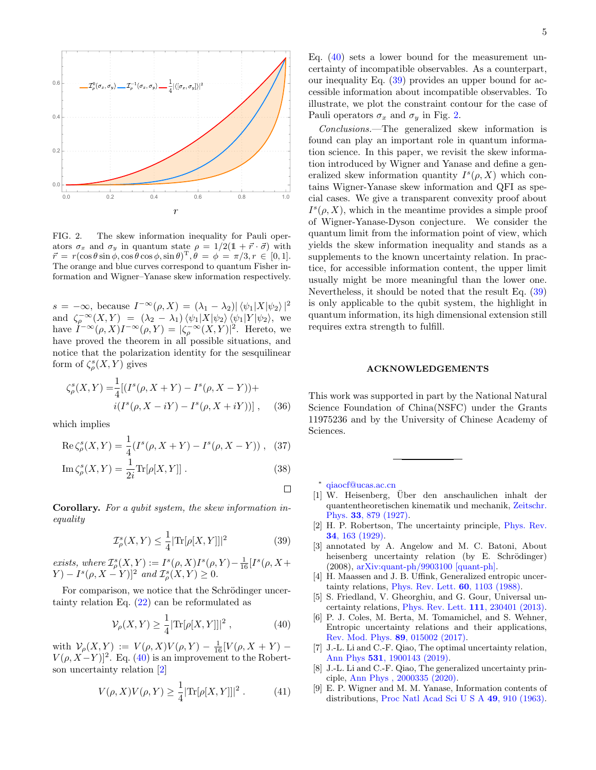FIG. 2. The skew information inequality for Pauli operators $\sigma_x$ and $\sigma_y$ in quantum state $\rho = 1/2(\mathbb{1} + \vec{r}\cdot\vec{\sigma})$ with $\vec{r} = r(\cos\theta\sin\phi, \cos\theta\cos\phi, \sin\theta)^{\mathrm{T}}, \theta = \phi = \pi/3, r \in [0,1]$. The orange and blue curves correspond to quantum Fisher information and Wigner–Yanase skew information respectively.

$s = -\infty$, because $I^{-\infty}(\rho, X) = (\lambda_1 - \lambda_2)|\langle\psi_1|X|\psi_2\rangle|^2$ and $\zeta_\rho^{-\infty}(X,Y) = (\lambda_2 - \lambda_1)\langle\psi_1|X|\psi_2\rangle\langle\psi_1|Y|\psi_2\rangle$, we have $I^{-\infty}(\rho,X)I^{-\infty}(\rho,Y) = |\zeta_\rho^{-\infty}(X,Y)|^2$. Hereto, we have proved the theorem in all possible situations, and notice that the polarization identity for the sesquilinear form of $\zeta_\rho^s(X,Y)$ gives

$$\zeta_\rho^s(X,Y) = \frac{1}{4}[(I^s(\rho, X+Y) - I^s(\rho, X-Y)) + i(I^s(\rho, X-iY) - I^s(\rho, X+iY))] \,, \quad (36)$$

which implies

$$\mathrm{Re}\,\zeta_\rho^s(X,Y) = \frac{1}{4}(I^s(\rho, X+Y) - I^s(\rho, X-Y)) \,, \quad (37)$$

$$\mathrm{Im}\,\zeta_\rho^s(X,Y) = \frac{1}{2i}\mathrm{Tr}[\rho[X,Y]] \,. \quad (38)$$

□

**Corollary.** *For a qubit system, the skew information inequality*

$$\mathcal{I}_\rho^s(X,Y) \leq \frac{1}{4}|\mathrm{Tr}[\rho[X,Y]]|^2 \quad (39)$$

*exists, where* $\mathcal{I}_\rho^s(X,Y) := I^s(\rho,X)I^s(\rho,Y) - \frac{1}{16}[I^s(\rho, X+Y) - I^s(\rho, X-Y)]^2$ *and* $\mathcal{I}_\rho^s(X,Y) \geq 0$.

For comparison, we notice that the Schrödinger uncertainty relation Eq. (22) can be reformulated as

$$\mathcal{V}_\rho(X,Y) \geq \frac{1}{4}|\mathrm{Tr}[\rho[X,Y]]|^2 \,, \quad (40)$$

with $\mathcal{V}_\rho(X,Y) := V(\rho,X)V(\rho,Y) - \frac{1}{16}[V(\rho, X+Y) - V(\rho, X-Y)]^2$. Eq. (40) is an improvement to the Robertson uncertainty relation [2]

$$V(\rho,X)V(\rho,Y) \geq \frac{1}{4}|\mathrm{Tr}[\rho[X,Y]]|^2 \,. \quad (41)$$

Eq. (40) sets a lower bound for the measurement uncertainty of incompatible observables. As a counterpart, our inequality Eq. (39) provides an upper bound for accessible information about incompatible observables. To illustrate, we plot the constraint contour for the case of Pauli operators $\sigma_x$ and $\sigma_y$ in Fig. 2.

*Conclusions.*—The generalized skew information is found can play an important role in quantum information science. In this paper, we revisit the skew information introduced by Wigner and Yanase and define a generalized skew information quantity $I^s(\rho,X)$ which contains Wigner-Yanase skew information and QFI as special cases. We give a transparent convexity proof about $I^s(\rho,X)$, which in the meantime provides a simple proof of Wigner-Yanase-Dyson conjecture. We consider the quantum limit from the information point of view, which yields the skew information inequality and stands as a supplements to the known uncertainty relation. In practice, for accessible information content, the upper limit usually might be more meaningful than the lower one. Nevertheless, it should be noted that the result Eq. (39) is only applicable to the qubit system, the highlight in quantum information, its high dimensional extension still requires extra strength to fulfill.

## ACKNOWLEDGEMENTS

This work was supported in part by the National Natural Science Foundation of China(NSFC) under the Grants 11975236 and by the University of Chinese Academy of Sciences.

---

* qiaocf@ucas.ac.cn

[1] W. Heisenberg, Über den anschaulichen inhalt der quantentheoretischen kinematik und mechanik, Zeitschr. Phys. **33**, 879 (1927).

[2] H. P. Robertson, The uncertainty principle, Phys. Rev. **34**, 163 (1929).

[3] annotated by A. Angelow and M. C. Batoni, About heisenberg uncertainty relation (by E. Schrödinger) (2008), arXiv:quant-ph/9903100 [quant-ph].

[4] H. Maassen and J. B. Uffink, Generalized entropic uncertainty relations, Phys. Rev. Lett. **60**, 1103 (1988).

[5] S. Friedland, V. Gheorghiu, and G. Gour, Universal uncertainty relations, Phys. Rev. Lett. **111**, 230401 (2013).

[6] P. J. Coles, M. Berta, M. Tomamichel, and S. Wehner, Entropic uncertainty relations and their applications, Rev. Mod. Phys. **89**, 015002 (2017).

[7] J.-L. Li and C.-F. Qiao, The optimal uncertainty relation, Ann Phys **531**, 1900143 (2019).

[8] J.-L. Li and C.-F. Qiao, The generalized uncertainty principle, Ann Phys , 2000335 (2020).

[9] E. P. Wigner and M. M. Yanase, Information contents of distributions, Proc Natl Acad Sci U S A **49**, 910 (1963).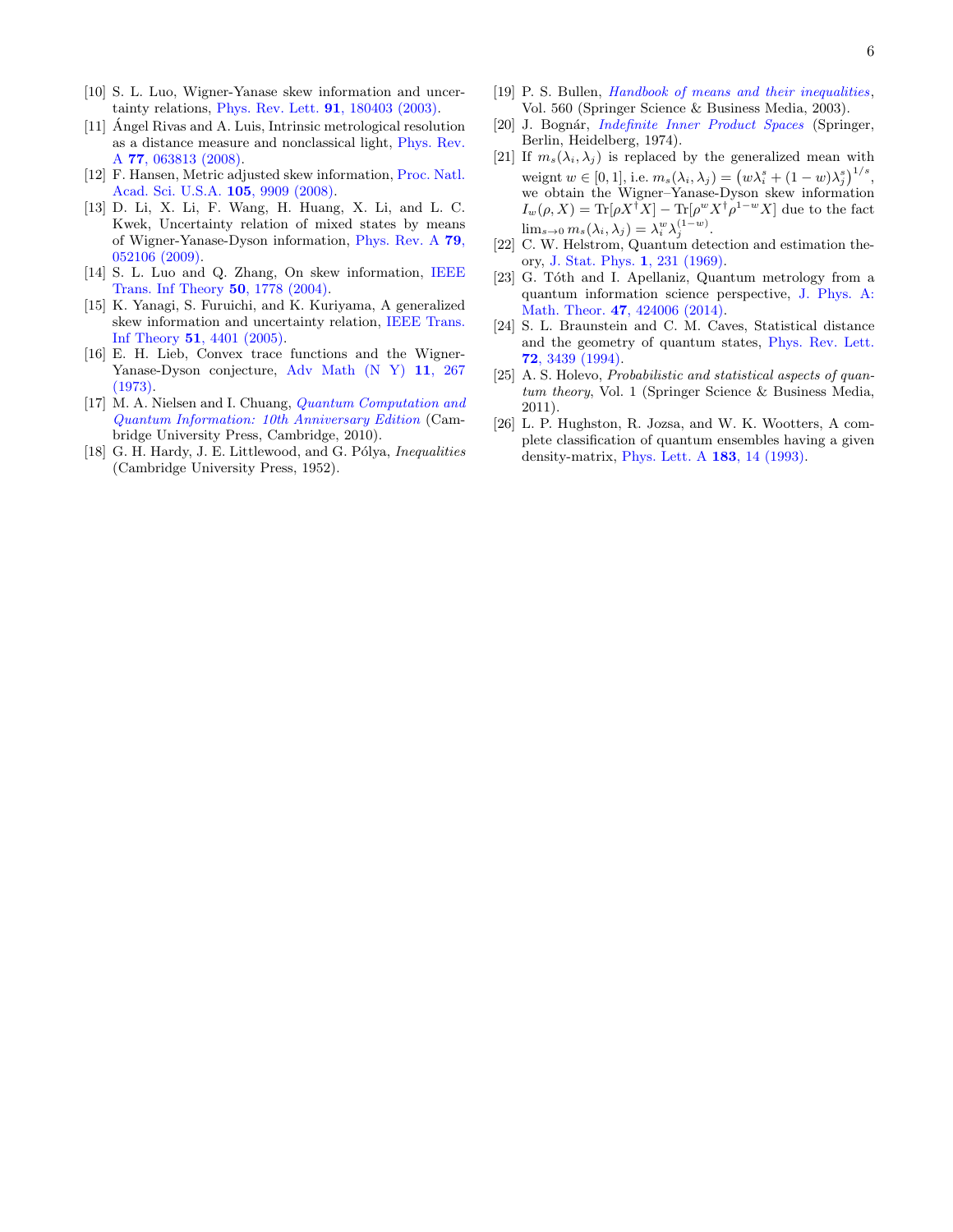[10] S. L. Luo, Wigner-Yanase skew information and uncertainty relations, Phys. Rev. Lett. **91**, 180403 (2003).

[11] Ángel Rivas and A. Luis, Intrinsic metrological resolution as a distance measure and nonclassical light, Phys. Rev. A **77**, 063813 (2008).

[12] F. Hansen, Metric adjusted skew information, Proc. Natl. Acad. Sci. U.S.A. **105**, 9909 (2008).

[13] D. Li, X. Li, F. Wang, H. Huang, X. Li, and L. C. Kwek, Uncertainty relation of mixed states by means of Wigner-Yanase-Dyson information, Phys. Rev. A **79**, 052106 (2009).

[14] S. L. Luo and Q. Zhang, On skew information, IEEE Trans. Inf Theory **50**, 1778 (2004).

[15] K. Yanagi, S. Furuichi, and K. Kuriyama, A generalized skew information and uncertainty relation, IEEE Trans. Inf Theory **51**, 4401 (2005).

[16] E. H. Lieb, Convex trace functions and the Wigner-Yanase-Dyson conjecture, Adv Math (N Y) **11**, 267 (1973).

[17] M. A. Nielsen and I. Chuang, *Quantum Computation and Quantum Information: 10th Anniversary Edition* (Cambridge University Press, Cambridge, 2010).

[18] G. H. Hardy, J. E. Littlewood, and G. Pólya, *Inequalities* (Cambridge University Press, 1952).

[19] P. S. Bullen, *Handbook of means and their inequalities*, Vol. 560 (Springer Science & Business Media, 2003).

[20] J. Bognár, *Indefinite Inner Product Spaces* (Springer, Berlin, Heidelberg, 1974).

[21] If $m_s(\lambda_i, \lambda_j)$ is replaced by the generalized mean with weignt $w \in [0,1]$, i.e. $m_s(\lambda_i, \lambda_j) = \left(w\lambda_i^s + (1-w)\lambda_j^s\right)^{1/s}$, we obtain the Wigner–Yanase-Dyson skew information $I_w(\rho, X) = \mathrm{Tr}[\rho X^\dagger X] - \mathrm{Tr}[\rho^w X^\dagger \rho^{1-w} X]$ due to the fact $\lim_{s\to 0} m_s(\lambda_i, \lambda_j) = \lambda_i^w \lambda_j^{(1-w)}$.

[22] C. W. Helstrom, Quantum detection and estimation theory, J. Stat. Phys. **1**, 231 (1969).

[23] G. Tóth and I. Apellaniz, Quantum metrology from a quantum information science perspective, J. Phys. A: Math. Theor. **47**, 424006 (2014).

[24] S. L. Braunstein and C. M. Caves, Statistical distance and the geometry of quantum states, Phys. Rev. Lett. **72**, 3439 (1994).

[25] A. S. Holevo, *Probabilistic and statistical aspects of quantum theory*, Vol. 1 (Springer Science & Business Media, 2011).

[26] L. P. Hughston, R. Jozsa, and W. K. Wootters, A complete classification of quantum ensembles having a given density-matrix, Phys. Lett. A **183**, 14 (1993).